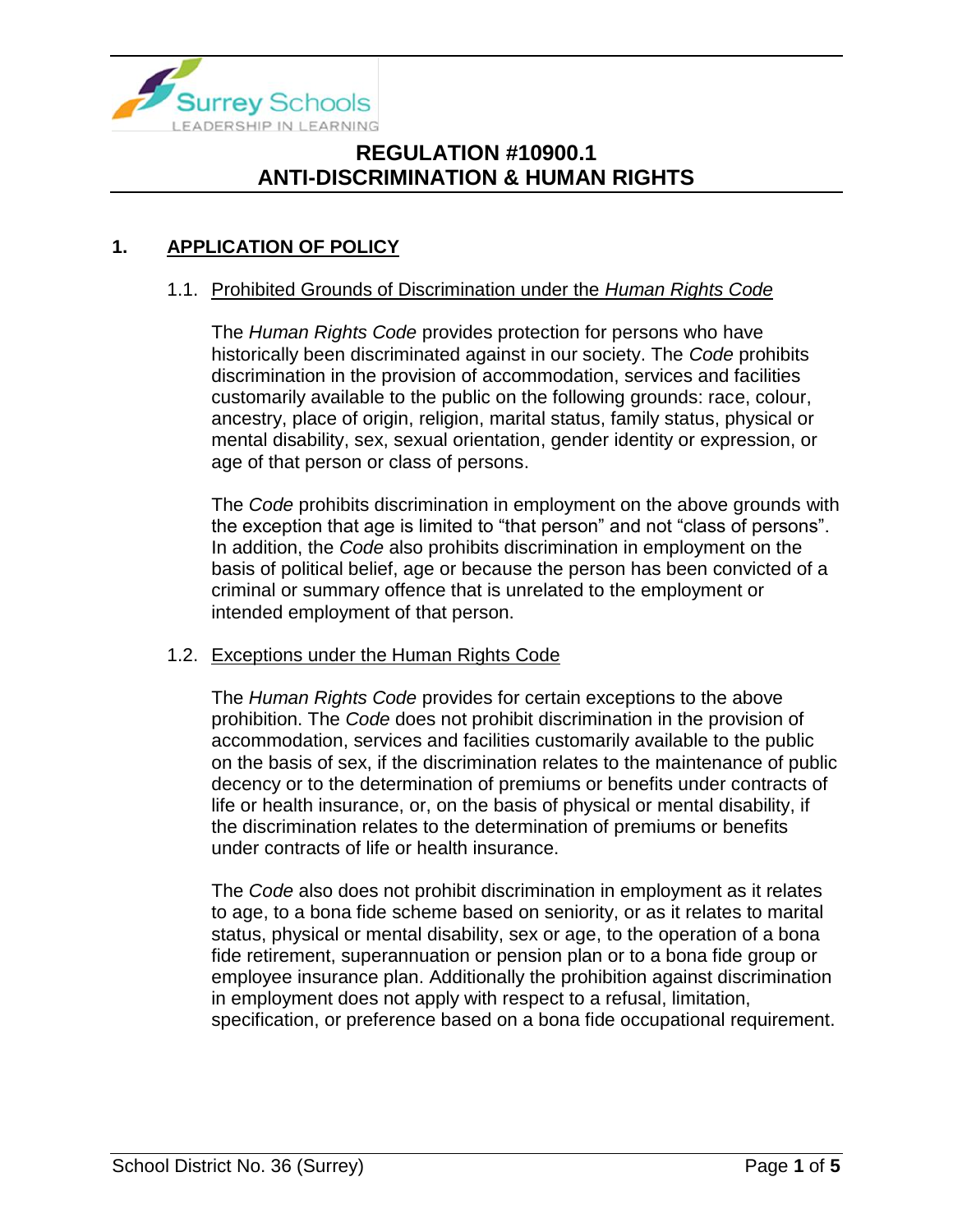# REGULATION #10900.1
# ANTI-DISCRIMINATION & HUMAN RIGHTS

## 1. APPLICATION OF POLICY

### 1.1. Prohibited Grounds of Discrimination under the *Human Rights Code*

The *Human Rights Code* provides protection for persons who have historically been discriminated against in our society. The *Code* prohibits discrimination in the provision of accommodation, services and facilities customarily available to the public on the following grounds: race, colour, ancestry, place of origin, religion, marital status, family status, physical or mental disability, sex, sexual orientation, gender identity or expression, or age of that person or class of persons.

The *Code* prohibits discrimination in employment on the above grounds with the exception that age is limited to "that person" and not "class of persons". In addition, the *Code* also prohibits discrimination in employment on the basis of political belief, age or because the person has been convicted of a criminal or summary offence that is unrelated to the employment or intended employment of that person.

### 1.2. Exceptions under the Human Rights Code

The *Human Rights Code* provides for certain exceptions to the above prohibition. The *Code* does not prohibit discrimination in the provision of accommodation, services and facilities customarily available to the public on the basis of sex, if the discrimination relates to the maintenance of public decency or to the determination of premiums or benefits under contracts of life or health insurance, or, on the basis of physical or mental disability, if the discrimination relates to the determination of premiums or benefits under contracts of life or health insurance.

The *Code* also does not prohibit discrimination in employment as it relates to age, to a bona fide scheme based on seniority, or as it relates to marital status, physical or mental disability, sex or age, to the operation of a bona fide retirement, superannuation or pension plan or to a bona fide group or employee insurance plan. Additionally the prohibition against discrimination in employment does not apply with respect to a refusal, limitation, specification, or preference based on a bona fide occupational requirement.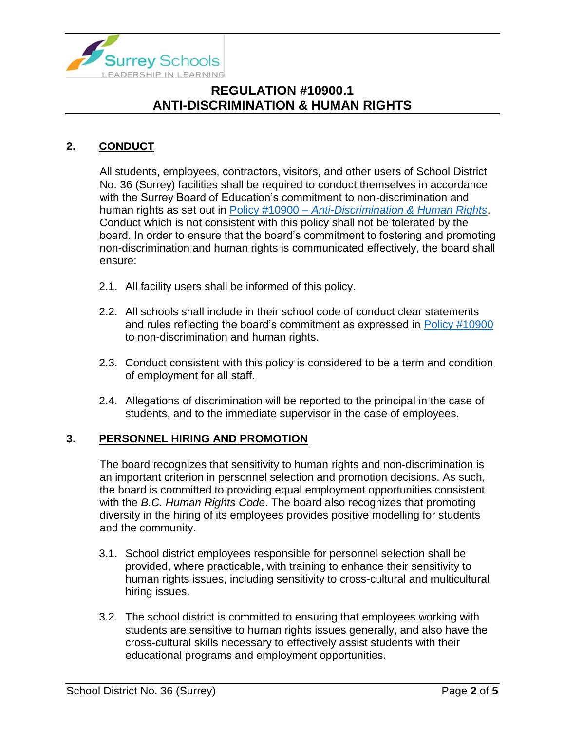## 2. CONDUCT

All students, employees, contractors, visitors, and other users of School District No. 36 (Surrey) facilities shall be required to conduct themselves in accordance with the Surrey Board of Education's commitment to non-discrimination and human rights as set out in Policy #10900 – *Anti-Discrimination & Human Rights*. Conduct which is not consistent with this policy shall not be tolerated by the board. In order to ensure that the board's commitment to fostering and promoting non-discrimination and human rights is communicated effectively, the board shall ensure:

2.1. All facility users shall be informed of this policy.

2.2. All schools shall include in their school code of conduct clear statements and rules reflecting the board's commitment as expressed in Policy #10900 to non-discrimination and human rights.

2.3. Conduct consistent with this policy is considered to be a term and condition of employment for all staff.

2.4. Allegations of discrimination will be reported to the principal in the case of students, and to the immediate supervisor in the case of employees.

## 3. PERSONNEL HIRING AND PROMOTION

The board recognizes that sensitivity to human rights and non-discrimination is an important criterion in personnel selection and promotion decisions. As such, the board is committed to providing equal employment opportunities consistent with the *B.C. Human Rights Code*. The board also recognizes that promoting diversity in the hiring of its employees provides positive modelling for students and the community.

3.1. School district employees responsible for personnel selection shall be provided, where practicable, with training to enhance their sensitivity to human rights issues, including sensitivity to cross-cultural and multicultural hiring issues.

3.2. The school district is committed to ensuring that employees working with students are sensitive to human rights issues generally, and also have the cross-cultural skills necessary to effectively assist students with their educational programs and employment opportunities.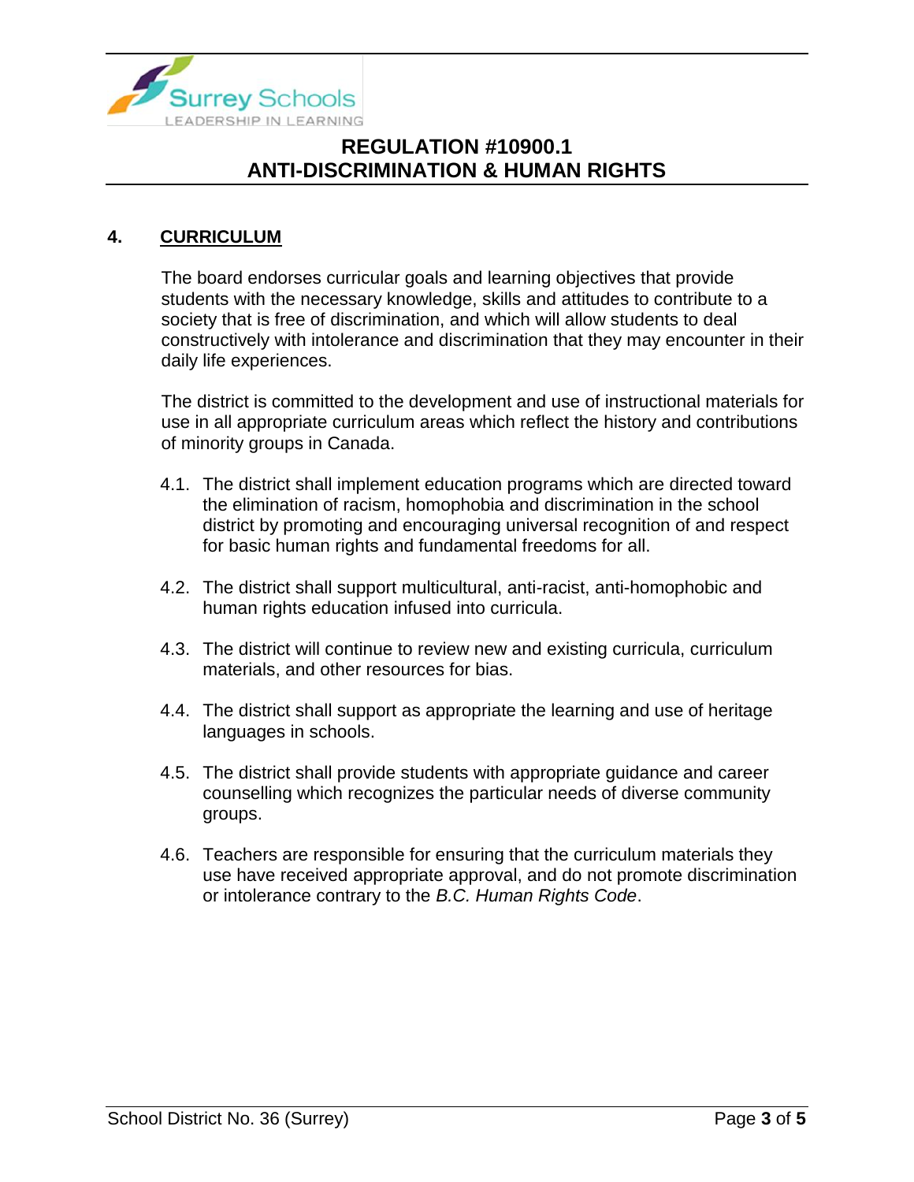## 4. CURRICULUM

The board endorses curricular goals and learning objectives that provide students with the necessary knowledge, skills and attitudes to contribute to a society that is free of discrimination, and which will allow students to deal constructively with intolerance and discrimination that they may encounter in their daily life experiences.

The district is committed to the development and use of instructional materials for use in all appropriate curriculum areas which reflect the history and contributions of minority groups in Canada.

4.1. The district shall implement education programs which are directed toward the elimination of racism, homophobia and discrimination in the school district by promoting and encouraging universal recognition of and respect for basic human rights and fundamental freedoms for all.

4.2. The district shall support multicultural, anti-racist, anti-homophobic and human rights education infused into curricula.

4.3. The district will continue to review new and existing curricula, curriculum materials, and other resources for bias.

4.4. The district shall support as appropriate the learning and use of heritage languages in schools.

4.5. The district shall provide students with appropriate guidance and career counselling which recognizes the particular needs of diverse community groups.

4.6. Teachers are responsible for ensuring that the curriculum materials they use have received appropriate approval, and do not promote discrimination or intolerance contrary to the *B.C. Human Rights Code*.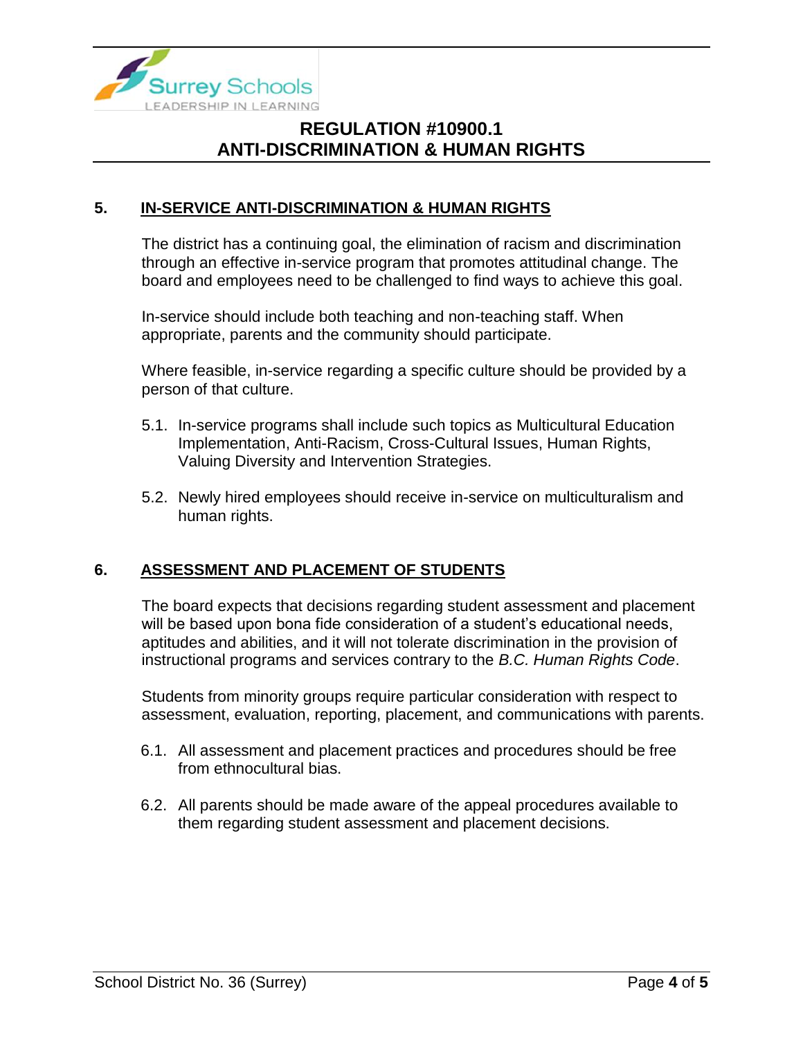## 5. IN-SERVICE ANTI-DISCRIMINATION & HUMAN RIGHTS

The district has a continuing goal, the elimination of racism and discrimination through an effective in-service program that promotes attitudinal change. The board and employees need to be challenged to find ways to achieve this goal.

In-service should include both teaching and non-teaching staff. When appropriate, parents and the community should participate.

Where feasible, in-service regarding a specific culture should be provided by a person of that culture.

5.1. In-service programs shall include such topics as Multicultural Education Implementation, Anti-Racism, Cross-Cultural Issues, Human Rights, Valuing Diversity and Intervention Strategies.

5.2. Newly hired employees should receive in-service on multiculturalism and human rights.

## 6. ASSESSMENT AND PLACEMENT OF STUDENTS

The board expects that decisions regarding student assessment and placement will be based upon bona fide consideration of a student's educational needs, aptitudes and abilities, and it will not tolerate discrimination in the provision of instructional programs and services contrary to the *B.C. Human Rights Code*.

Students from minority groups require particular consideration with respect to assessment, evaluation, reporting, placement, and communications with parents.

6.1. All assessment and placement practices and procedures should be free from ethnocultural bias.

6.2. All parents should be made aware of the appeal procedures available to them regarding student assessment and placement decisions.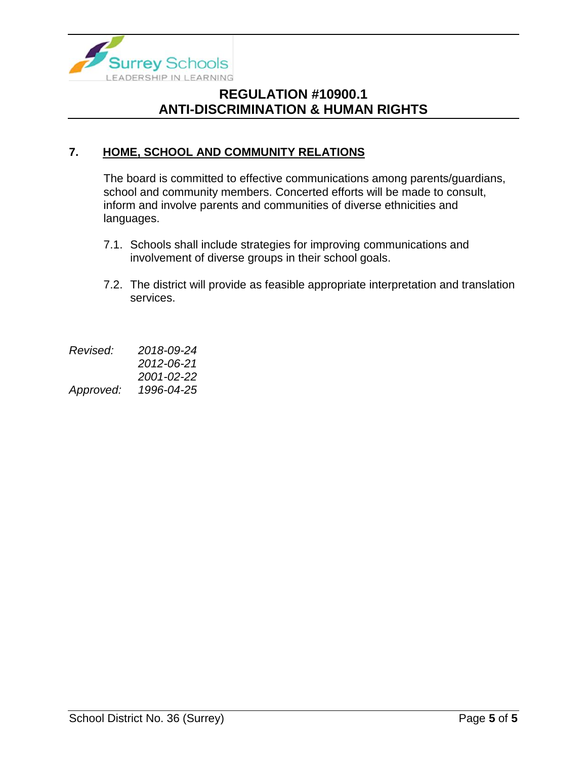## 7. HOME, SCHOOL AND COMMUNITY RELATIONS

The board is committed to effective communications among parents/guardians, school and community members. Concerted efforts will be made to consult, inform and involve parents and communities of diverse ethnicities and languages.

7.1. Schools shall include strategies for improving communications and involvement of diverse groups in their school goals.

7.2. The district will provide as feasible appropriate interpretation and translation services.

*Revised:* *2018-09-24*
*2012-06-21*
*2001-02-22*
*Approved:* *1996-04-25*